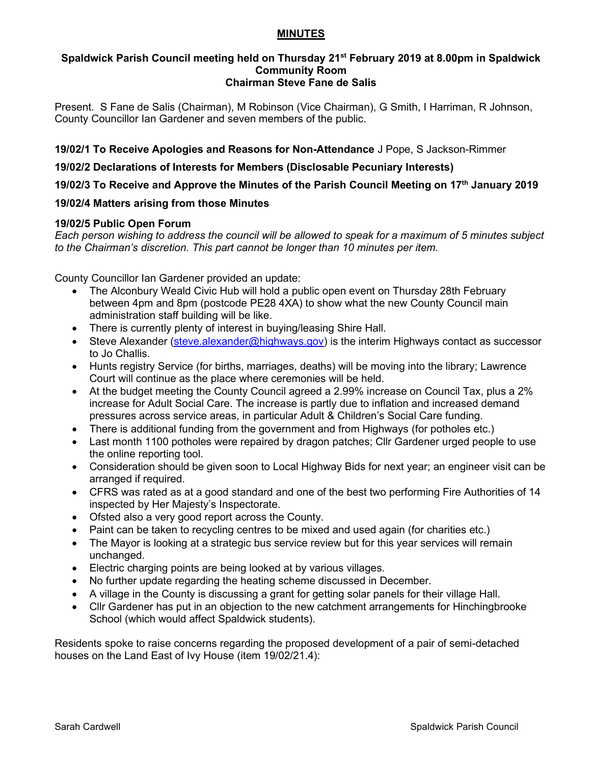# MINUTES

**Spaldwick Parish Council meeting held on Thursday 21st February 2019 at 8.00pm in Spaldwick Community Room**
**Chairman Steve Fane de Salis**

Present. S Fane de Salis (Chairman), M Robinson (Vice Chairman), G Smith, I Harriman, R Johnson, County Councillor Ian Gardener and seven members of the public.

**19/02/1 To Receive Apologies and Reasons for Non-Attendance** J Pope, S Jackson-Rimmer

**19/02/2 Declarations of Interests for Members (Disclosable Pecuniary Interests)**

**19/02/3 To Receive and Approve the Minutes of the Parish Council Meeting on 17th January 2019**

**19/02/4 Matters arising from those Minutes**

**19/02/5 Public Open Forum**
*Each person wishing to address the council will be allowed to speak for a maximum of 5 minutes subject to the Chairman's discretion. This part cannot be longer than 10 minutes per item.*

County Councillor Ian Gardener provided an update:

- The Alconbury Weald Civic Hub will hold a public open event on Thursday 28th February between 4pm and 8pm (postcode PE28 4XA) to show what the new County Council main administration staff building will be like.
- There is currently plenty of interest in buying/leasing Shire Hall.
- Steve Alexander (steve.alexander@highways.gov) is the interim Highways contact as successor to Jo Challis.
- Hunts registry Service (for births, marriages, deaths) will be moving into the library; Lawrence Court will continue as the place where ceremonies will be held.
- At the budget meeting the County Council agreed a 2.99% increase on Council Tax, plus a 2% increase for Adult Social Care. The increase is partly due to inflation and increased demand pressures across service areas, in particular Adult & Children's Social Care funding.
- There is additional funding from the government and from Highways (for potholes etc.)
- Last month 1100 potholes were repaired by dragon patches; Cllr Gardener urged people to use the online reporting tool.
- Consideration should be given soon to Local Highway Bids for next year; an engineer visit can be arranged if required.
- CFRS was rated as at a good standard and one of the best two performing Fire Authorities of 14 inspected by Her Majesty's Inspectorate.
- Ofsted also a very good report across the County.
- Paint can be taken to recycling centres to be mixed and used again (for charities etc.)
- The Mayor is looking at a strategic bus service review but for this year services will remain unchanged.
- Electric charging points are being looked at by various villages.
- No further update regarding the heating scheme discussed in December.
- A village in the County is discussing a grant for getting solar panels for their village Hall.
- Cllr Gardener has put in an objection to the new catchment arrangements for Hinchingbrooke School (which would affect Spaldwick students).

Residents spoke to raise concerns regarding the proposed development of a pair of semi-detached houses on the Land East of Ivy House (item 19/02/21.4):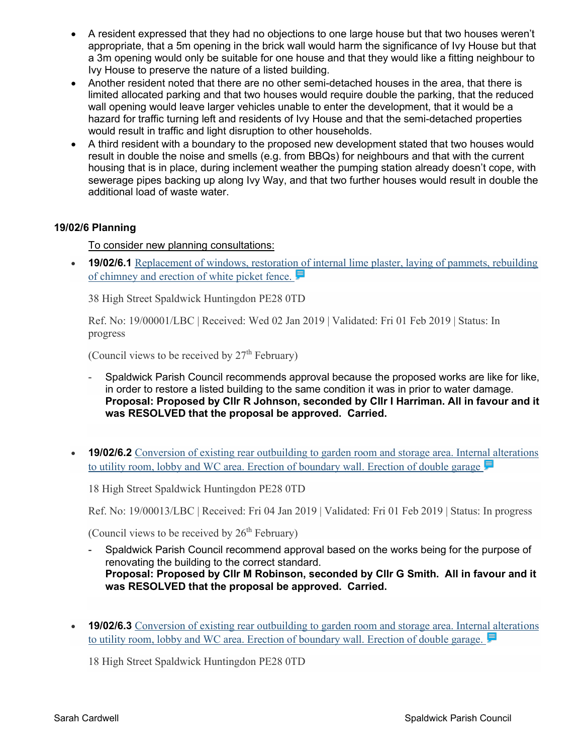- A resident expressed that they had no objections to one large house but that two houses weren't appropriate, that a 5m opening in the brick wall would harm the significance of Ivy House but that a 3m opening would only be suitable for one house and that they would like a fitting neighbour to Ivy House to preserve the nature of a listed building.
- Another resident noted that there are no other semi-detached houses in the area, that there is limited allocated parking and that two houses would require double the parking, that the reduced wall opening would leave larger vehicles unable to enter the development, that it would be a hazard for traffic turning left and residents of Ivy House and that the semi-detached properties would result in traffic and light disruption to other households.
- A third resident with a boundary to the proposed new development stated that two houses would result in double the noise and smells (e.g. from BBQs) for neighbours and that with the current housing that is in place, during inclement weather the pumping station already doesn't cope, with sewerage pipes backing up along Ivy Way, and that two further houses would result in double the additional load of waste water.

### 19/02/6 Planning

To consider new planning consultations:

- **19/02/6.1** Replacement of windows, restoration of internal lime plaster, laying of pammets, rebuilding of chimney and erection of white picket fence.

  38 High Street Spaldwick Huntingdon PE28 0TD

  Ref. No: 19/00001/LBC | Received: Wed 02 Jan 2019 | Validated: Fri 01 Feb 2019 | Status: In progress

  (Council views to be received by 27th February)

  - Spaldwick Parish Council recommends approval because the proposed works are like for like, in order to restore a listed building to the same condition it was in prior to water damage. **Proposal: Proposed by Cllr R Johnson, seconded by Cllr I Harriman. All in favour and it was RESOLVED that the proposal be approved. Carried.**

- **19/02/6.2** Conversion of existing rear outbuilding to garden room and storage area. Internal alterations to utility room, lobby and WC area. Erection of boundary wall. Erection of double garage

  18 High Street Spaldwick Huntingdon PE28 0TD

  Ref. No: 19/00013/LBC | Received: Fri 04 Jan 2019 | Validated: Fri 01 Feb 2019 | Status: In progress

  (Council views to be received by 26th February)

  - Spaldwick Parish Council recommend approval based on the works being for the purpose of renovating the building to the correct standard.
    **Proposal: Proposed by Cllr M Robinson, seconded by Cllr G Smith. All in favour and it was RESOLVED that the proposal be approved. Carried.**

- **19/02/6.3** Conversion of existing rear outbuilding to garden room and storage area. Internal alterations to utility room, lobby and WC area. Erection of boundary wall. Erection of double garage.

  18 High Street Spaldwick Huntingdon PE28 0TD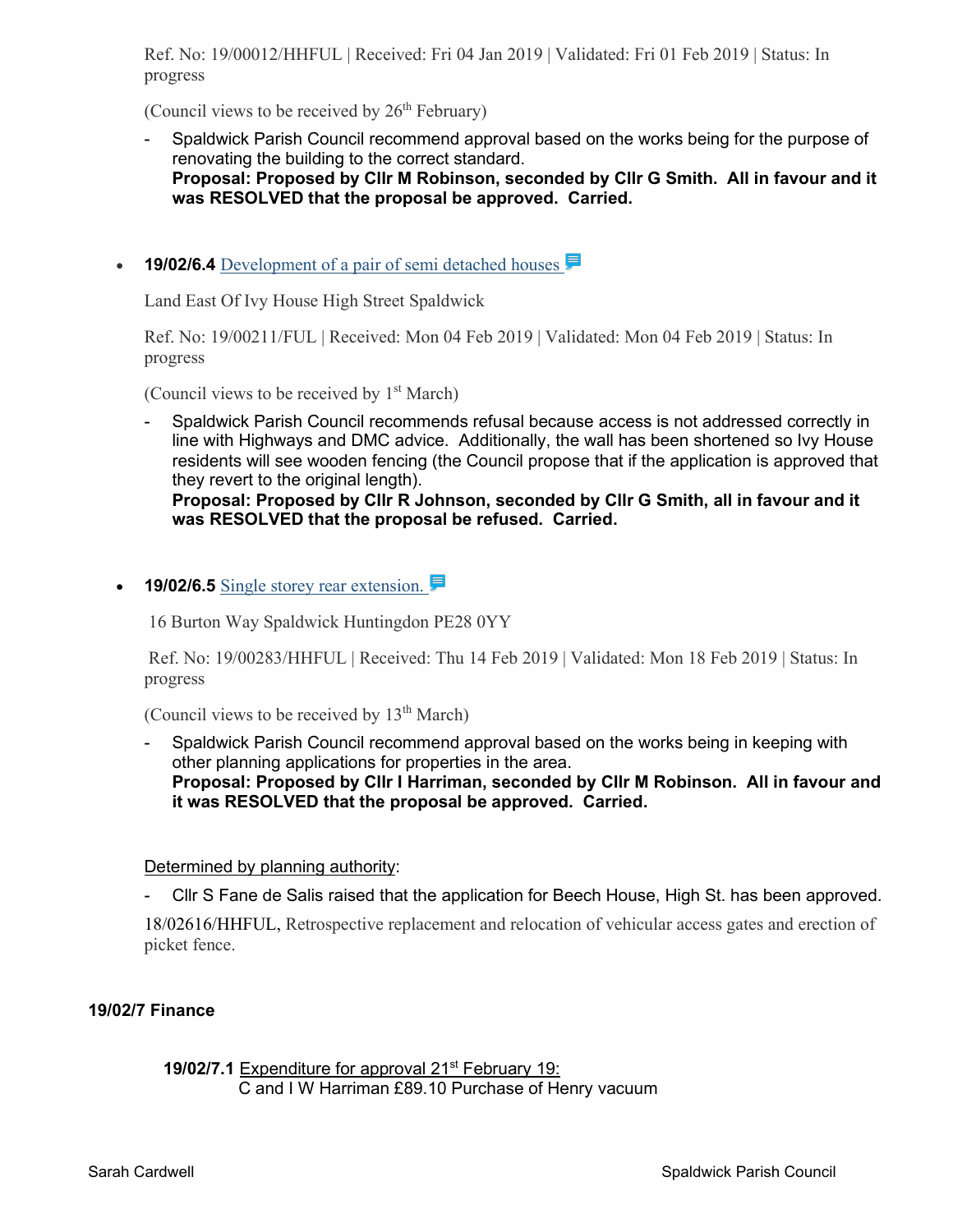Ref. No: 19/00012/HHFUL | Received: Fri 04 Jan 2019 | Validated: Fri 01 Feb 2019 | Status: In progress

(Council views to be received by 26th February)

- Spaldwick Parish Council recommend approval based on the works being for the purpose of renovating the building to the correct standard.
  **Proposal: Proposed by Cllr M Robinson, seconded by Cllr G Smith. All in favour and it was RESOLVED that the proposal be approved. Carried.**

- **19/02/6.4** Development of a pair of semi detached houses

  Land East Of Ivy House High Street Spaldwick

  Ref. No: 19/00211/FUL | Received: Mon 04 Feb 2019 | Validated: Mon 04 Feb 2019 | Status: In progress

  (Council views to be received by 1st March)

  - Spaldwick Parish Council recommends refusal because access is not addressed correctly in line with Highways and DMC advice. Additionally, the wall has been shortened so Ivy House residents will see wooden fencing (the Council propose that if the application is approved that they revert to the original length).
    **Proposal: Proposed by Cllr R Johnson, seconded by Cllr G Smith, all in favour and it was RESOLVED that the proposal be refused. Carried.**

- **19/02/6.5** Single storey rear extension.

  16 Burton Way Spaldwick Huntingdon PE28 0YY

  Ref. No: 19/00283/HHFUL | Received: Thu 14 Feb 2019 | Validated: Mon 18 Feb 2019 | Status: In progress

  (Council views to be received by 13th March)

  - Spaldwick Parish Council recommend approval based on the works being in keeping with other planning applications for properties in the area.
    **Proposal: Proposed by Cllr I Harriman, seconded by Cllr M Robinson. All in favour and it was RESOLVED that the proposal be approved. Carried.**

Determined by planning authority:

- Cllr S Fane de Salis raised that the application for Beech House, High St. has been approved.

18/02616/HHFUL, Retrospective replacement and relocation of vehicular access gates and erection of picket fence.

**19/02/7 Finance**

**19/02/7.1** Expenditure for approval 21st February 19:
C and I W Harriman £89.10 Purchase of Henry vacuum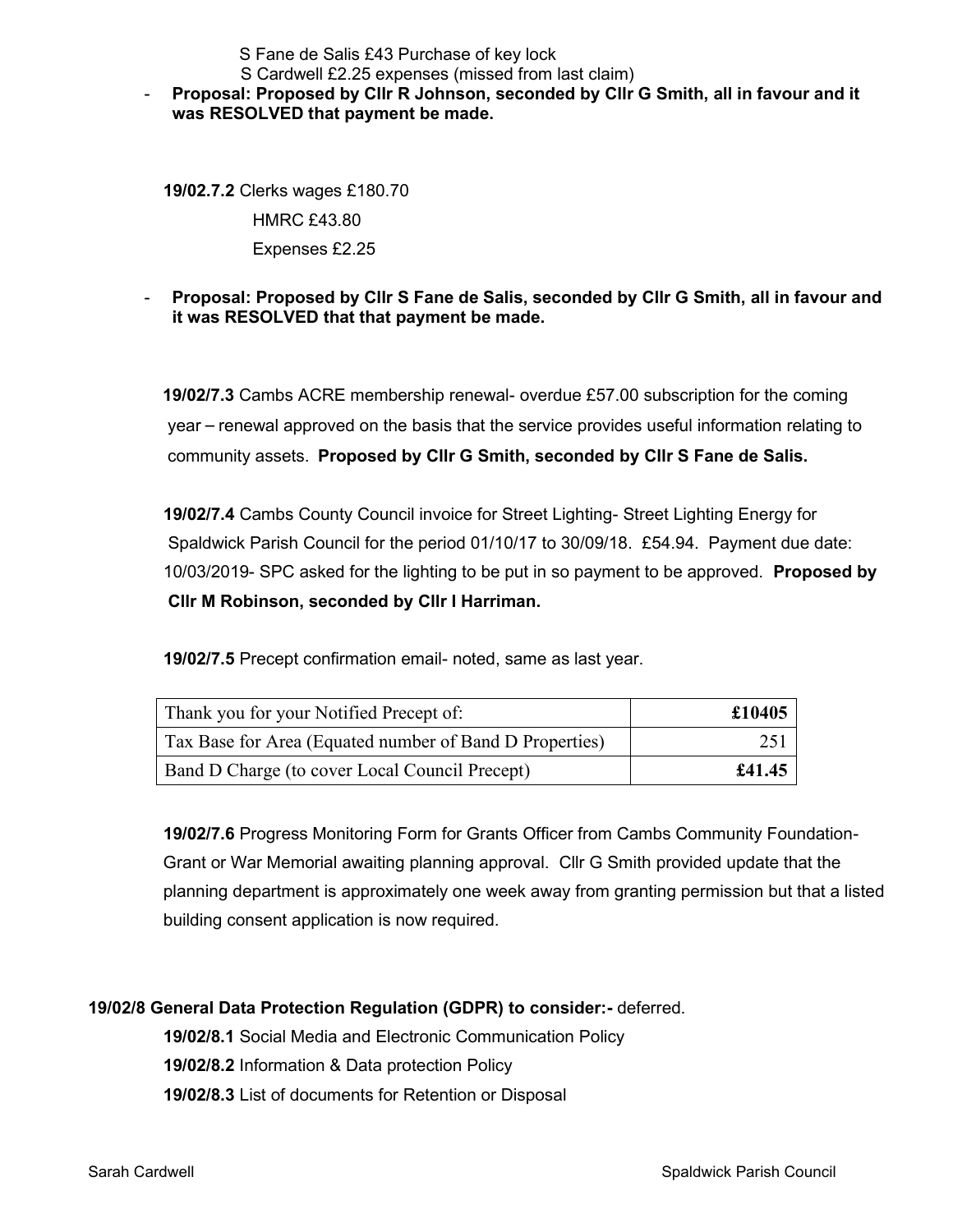S Fane de Salis £43 Purchase of key lock

S Cardwell £2.25 expenses (missed from last claim)

- **Proposal: Proposed by Cllr R Johnson, seconded by Cllr G Smith, all in favour and it was RESOLVED that payment be made.**

**19/02.7.2** Clerks wages £180.70

HMRC £43.80

Expenses £2.25

- **Proposal: Proposed by Cllr S Fane de Salis, seconded by Cllr G Smith, all in favour and it was RESOLVED that that payment be made.**

**19/02/7.3** Cambs ACRE membership renewal- overdue £57.00 subscription for the coming year – renewal approved on the basis that the service provides useful information relating to community assets. **Proposed by Cllr G Smith, seconded by Cllr S Fane de Salis.**

**19/02/7.4** Cambs County Council invoice for Street Lighting- Street Lighting Energy for Spaldwick Parish Council for the period 01/10/17 to 30/09/18. £54.94. Payment due date: 10/03/2019- SPC asked for the lighting to be put in so payment to be approved. **Proposed by Cllr M Robinson, seconded by Cllr I Harriman.**

**19/02/7.5** Precept confirmation email- noted, same as last year.

| Thank you for your Notified Precept of: | **£10405** |
|---|---|
| Tax Base for Area (Equated number of Band D Properties) | 251 |
| Band D Charge (to cover Local Council Precept) | **£41.45** |

**19/02/7.6** Progress Monitoring Form for Grants Officer from Cambs Community Foundation- Grant or War Memorial awaiting planning approval. Cllr G Smith provided update that the planning department is approximately one week away from granting permission but that a listed building consent application is now required.

**19/02/8 General Data Protection Regulation (GDPR) to consider:-** deferred.

**19/02/8.1** Social Media and Electronic Communication Policy

**19/02/8.2** Information & Data protection Policy

**19/02/8.3** List of documents for Retention or Disposal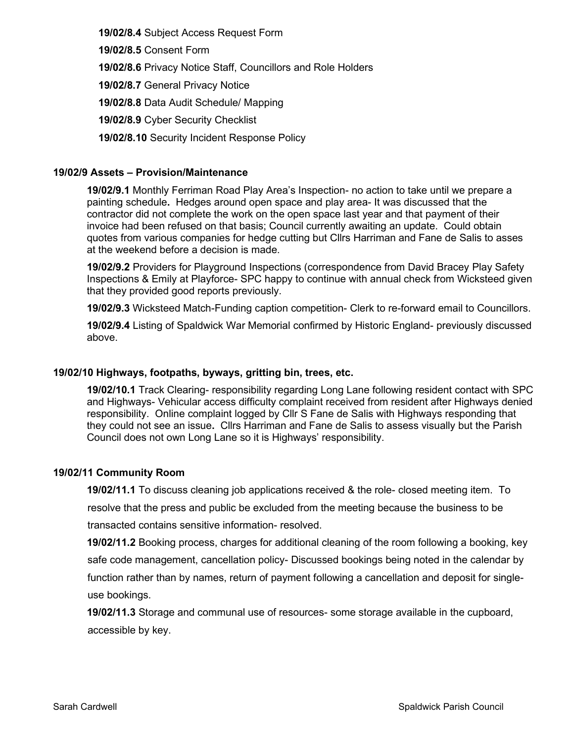**19/02/8.4** Subject Access Request Form

**19/02/8.5** Consent Form

**19/02/8.6** Privacy Notice Staff, Councillors and Role Holders

**19/02/8.7** General Privacy Notice

**19/02/8.8** Data Audit Schedule/ Mapping

**19/02/8.9** Cyber Security Checklist

**19/02/8.10** Security Incident Response Policy

### 19/02/9 Assets – Provision/Maintenance

**19/02/9.1** Monthly Ferriman Road Play Area's Inspection- no action to take until we prepare a painting schedule**.** Hedges around open space and play area- It was discussed that the contractor did not complete the work on the open space last year and that payment of their invoice had been refused on that basis; Council currently awaiting an update. Could obtain quotes from various companies for hedge cutting but Cllrs Harriman and Fane de Salis to asses at the weekend before a decision is made.

**19/02/9.2** Providers for Playground Inspections (correspondence from David Bracey Play Safety Inspections & Emily at Playforce- SPC happy to continue with annual check from Wicksteed given that they provided good reports previously.

**19/02/9.3** Wicksteed Match-Funding caption competition- Clerk to re-forward email to Councillors.

**19/02/9.4** Listing of Spaldwick War Memorial confirmed by Historic England- previously discussed above.

### 19/02/10 Highways, footpaths, byways, gritting bin, trees, etc.

**19/02/10.1** Track Clearing- responsibility regarding Long Lane following resident contact with SPC and Highways- Vehicular access difficulty complaint received from resident after Highways denied responsibility. Online complaint logged by Cllr S Fane de Salis with Highways responding that they could not see an issue**.** Cllrs Harriman and Fane de Salis to assess visually but the Parish Council does not own Long Lane so it is Highways' responsibility.

### 19/02/11 Community Room

**19/02/11.1** To discuss cleaning job applications received & the role- closed meeting item. To resolve that the press and public be excluded from the meeting because the business to be transacted contains sensitive information- resolved.

**19/02/11.2** Booking process, charges for additional cleaning of the room following a booking, key safe code management, cancellation policy- Discussed bookings being noted in the calendar by function rather than by names, return of payment following a cancellation and deposit for single-use bookings.

**19/02/11.3** Storage and communal use of resources- some storage available in the cupboard, accessible by key.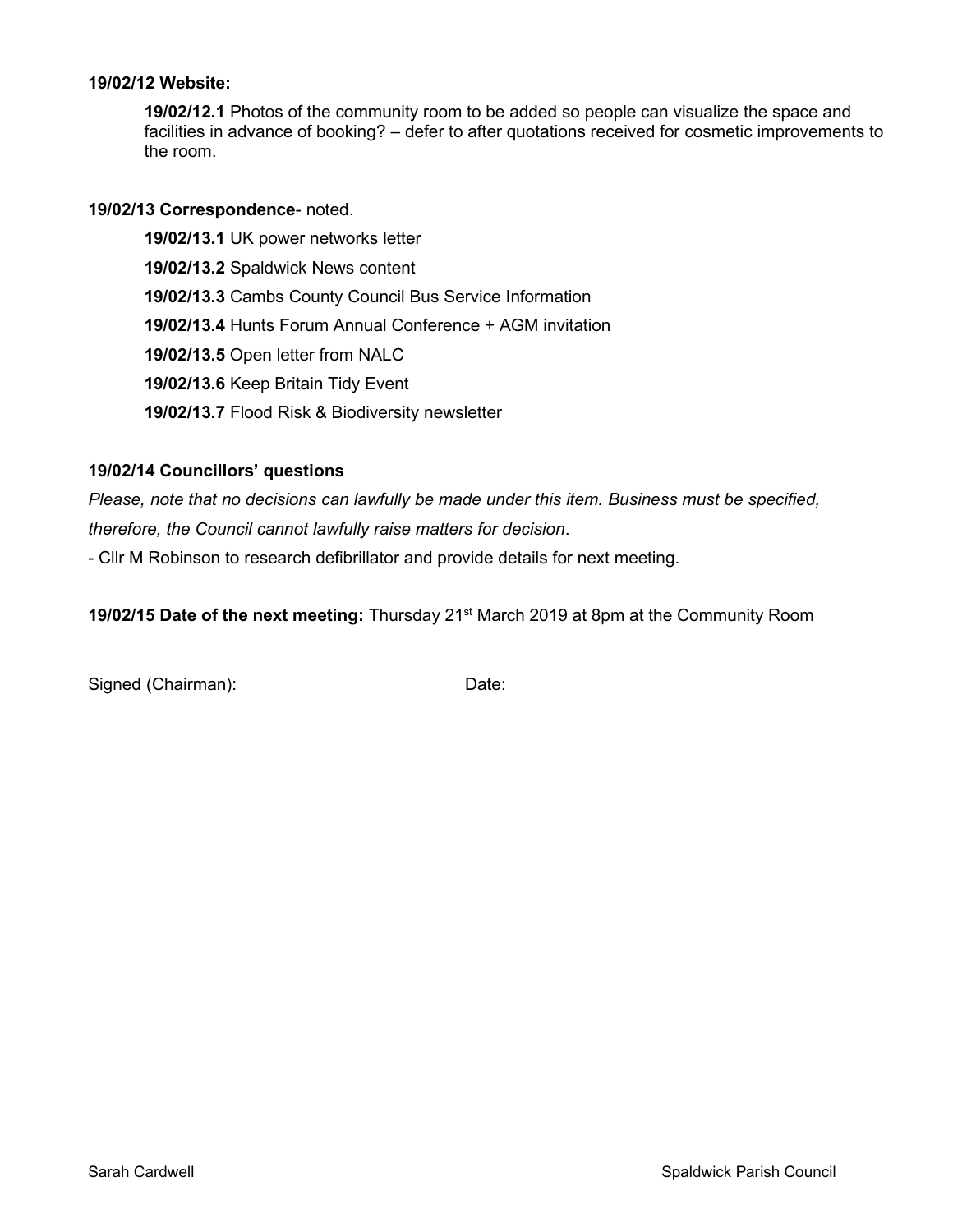**19/02/12 Website:**

**19/02/12.1** Photos of the community room to be added so people can visualize the space and facilities in advance of booking? – defer to after quotations received for cosmetic improvements to the room.

**19/02/13 Correspondence**- noted.

**19/02/13.1** UK power networks letter

**19/02/13.2** Spaldwick News content

**19/02/13.3** Cambs County Council Bus Service Information

**19/02/13.4** Hunts Forum Annual Conference + AGM invitation

**19/02/13.5** Open letter from NALC

**19/02/13.6** Keep Britain Tidy Event

**19/02/13.7** Flood Risk & Biodiversity newsletter

**19/02/14 Councillors' questions**

*Please, note that no decisions can lawfully be made under this item. Business must be specified, therefore, the Council cannot lawfully raise matters for decision*.

- Cllr M Robinson to research defibrillator and provide details for next meeting.

**19/02/15 Date of the next meeting:** Thursday 21st March 2019 at 8pm at the Community Room

Signed (Chairman): Date: